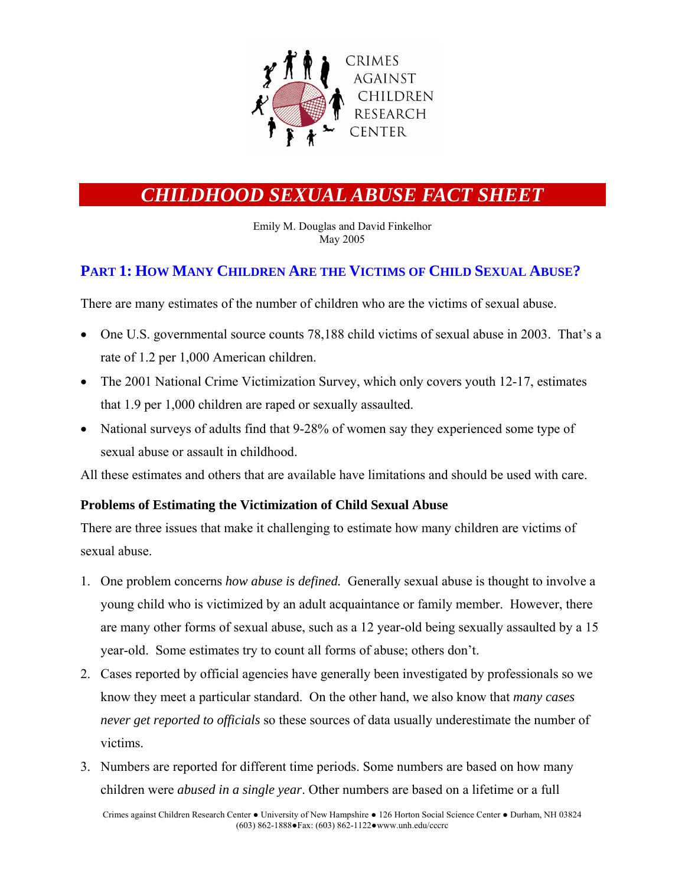CRIMES AGAINST CHILDREN RESEARCH CENTER

# *CHILDHOOD SEXUAL ABUSE FACT SHEET*

Emily M. Douglas and David Finkelhor
May 2005

## PART 1: HOW MANY CHILDREN ARE THE VICTIMS OF CHILD SEXUAL ABUSE?

There are many estimates of the number of children who are the victims of sexual abuse.

- One U.S. governmental source counts 78,188 child victims of sexual abuse in 2003. That's a rate of 1.2 per 1,000 American children.
- The 2001 National Crime Victimization Survey, which only covers youth 12-17, estimates that 1.9 per 1,000 children are raped or sexually assaulted.
- National surveys of adults find that 9-28% of women say they experienced some type of sexual abuse or assault in childhood.

All these estimates and others that are available have limitations and should be used with care.

### Problems of Estimating the Victimization of Child Sexual Abuse

There are three issues that make it challenging to estimate how many children are victims of sexual abuse.

1. One problem concerns *how abuse is defined.* Generally sexual abuse is thought to involve a young child who is victimized by an adult acquaintance or family member. However, there are many other forms of sexual abuse, such as a 12 year-old being sexually assaulted by a 15 year-old. Some estimates try to count all forms of abuse; others don't.
2. Cases reported by official agencies have generally been investigated by professionals so we know they meet a particular standard. On the other hand, we also know that *many cases never get reported to officials* so these sources of data usually underestimate the number of victims.
3. Numbers are reported for different time periods. Some numbers are based on how many children were *abused in a single year*. Other numbers are based on a lifetime or a full

Crimes against Children Research Center ● University of New Hampshire ● 126 Horton Social Science Center ● Durham, NH 03824
(603) 862-1888●Fax: (603) 862-1122●www.unh.edu/cccrc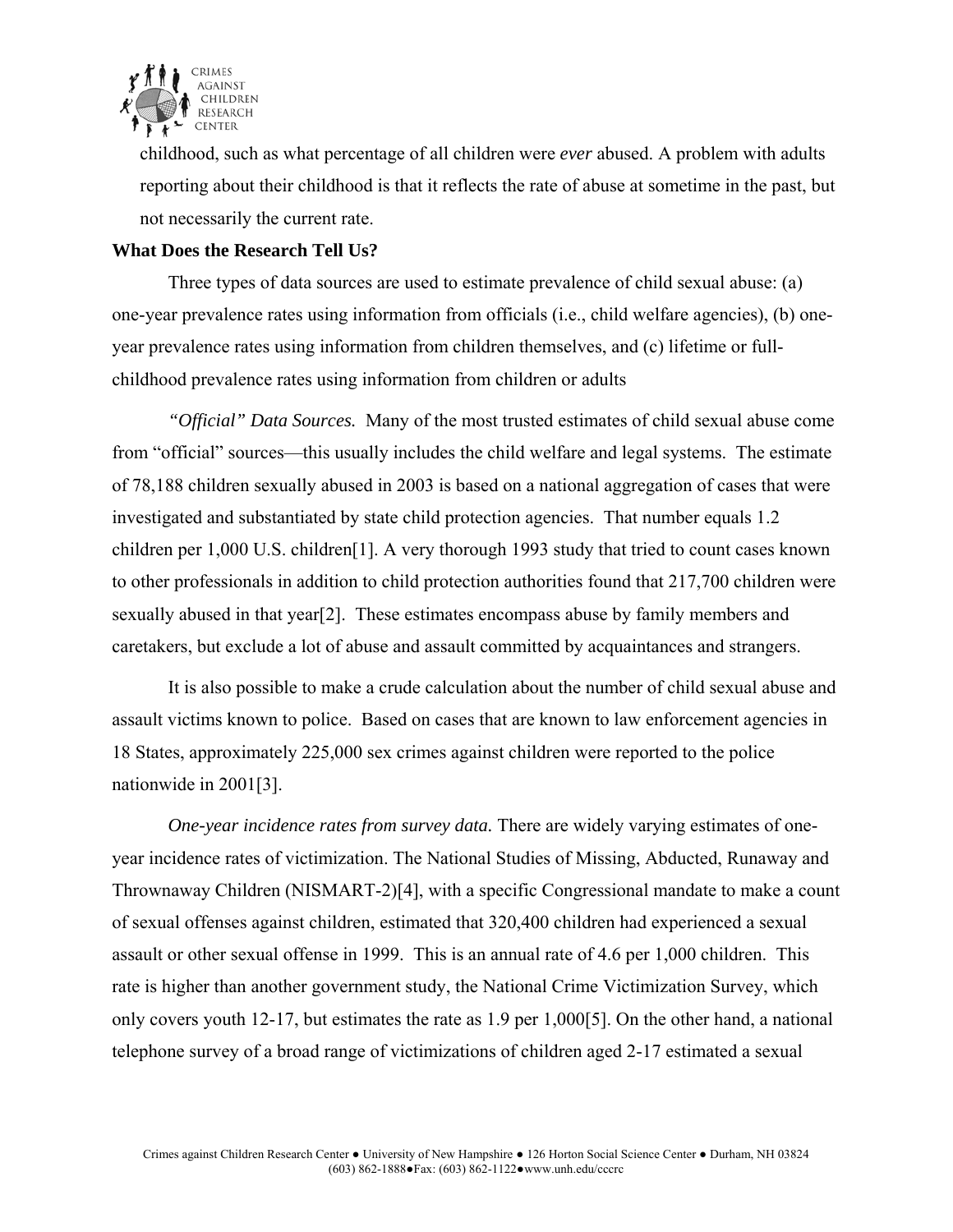childhood, such as what percentage of all children were *ever* abused. A problem with adults reporting about their childhood is that it reflects the rate of abuse at sometime in the past, but not necessarily the current rate.

**What Does the Research Tell Us?**

Three types of data sources are used to estimate prevalence of child sexual abuse: (a) one-year prevalence rates using information from officials (i.e., child welfare agencies), (b) one-year prevalence rates using information from children themselves, and (c) lifetime or full-childhood prevalence rates using information from children or adults

*"Official" Data Sources.* Many of the most trusted estimates of child sexual abuse come from "official" sources—this usually includes the child welfare and legal systems. The estimate of 78,188 children sexually abused in 2003 is based on a national aggregation of cases that were investigated and substantiated by state child protection agencies. That number equals 1.2 children per 1,000 U.S. children[1]. A very thorough 1993 study that tried to count cases known to other professionals in addition to child protection authorities found that 217,700 children were sexually abused in that year[2]. These estimates encompass abuse by family members and caretakers, but exclude a lot of abuse and assault committed by acquaintances and strangers.

It is also possible to make a crude calculation about the number of child sexual abuse and assault victims known to police. Based on cases that are known to law enforcement agencies in 18 States, approximately 225,000 sex crimes against children were reported to the police nationwide in 2001[3].

*One-year incidence rates from survey data.* There are widely varying estimates of one-year incidence rates of victimization. The National Studies of Missing, Abducted, Runaway and Thrownaway Children (NISMART-2)[4], with a specific Congressional mandate to make a count of sexual offenses against children, estimated that 320,400 children had experienced a sexual assault or other sexual offense in 1999. This is an annual rate of 4.6 per 1,000 children. This rate is higher than another government study, the National Crime Victimization Survey, which only covers youth 12-17, but estimates the rate as 1.9 per 1,000[5]. On the other hand, a national telephone survey of a broad range of victimizations of children aged 2-17 estimated a sexual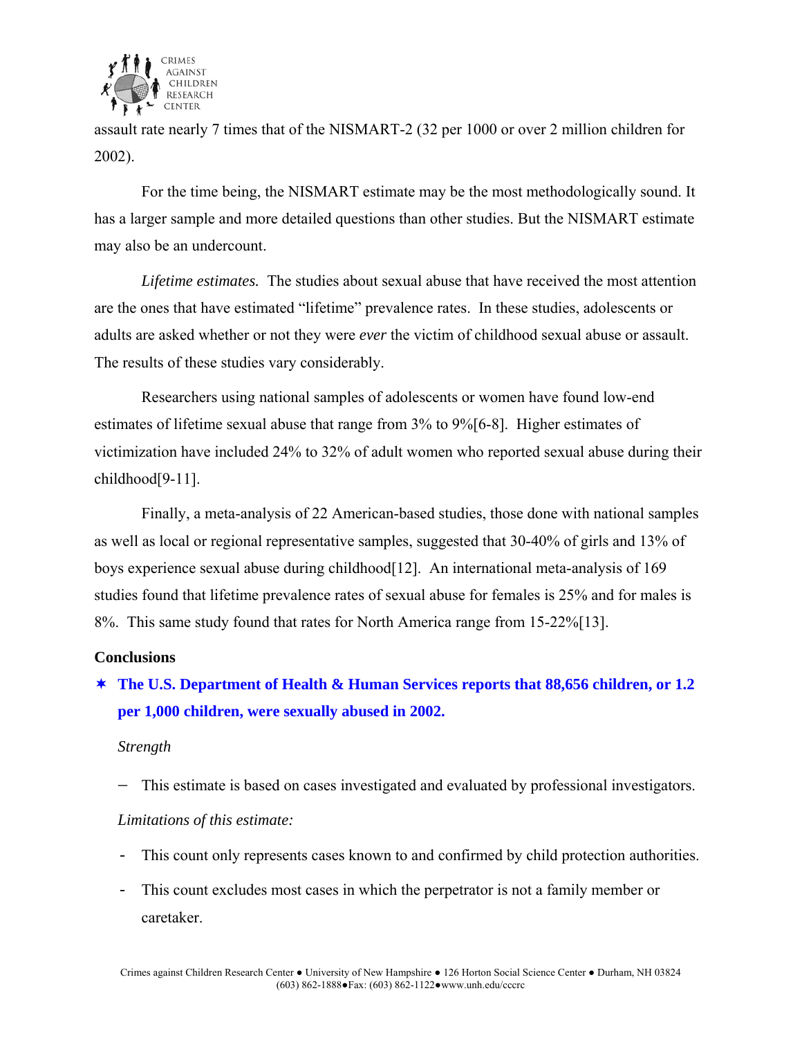assault rate nearly 7 times that of the NISMART-2 (32 per 1000 or over 2 million children for 2002).

For the time being, the NISMART estimate may be the most methodologically sound. It has a larger sample and more detailed questions than other studies. But the NISMART estimate may also be an undercount.

*Lifetime estimates.* The studies about sexual abuse that have received the most attention are the ones that have estimated "lifetime" prevalence rates. In these studies, adolescents or adults are asked whether or not they were *ever* the victim of childhood sexual abuse or assault. The results of these studies vary considerably.

Researchers using national samples of adolescents or women have found low-end estimates of lifetime sexual abuse that range from 3% to 9%[6-8]. Higher estimates of victimization have included 24% to 32% of adult women who reported sexual abuse during their childhood[9-11].

Finally, a meta-analysis of 22 American-based studies, those done with national samples as well as local or regional representative samples, suggested that 30-40% of girls and 13% of boys experience sexual abuse during childhood[12]. An international meta-analysis of 169 studies found that lifetime prevalence rates of sexual abuse for females is 25% and for males is 8%. This same study found that rates for North America range from 15-22%[13].

**Conclusions**

- **The U.S. Department of Health & Human Services reports that 88,656 children, or 1.2 per 1,000 children, were sexually abused in 2002.**

  *Strength*

  - This estimate is based on cases investigated and evaluated by professional investigators.

  *Limitations of this estimate:*

  - This count only represents cases known to and confirmed by child protection authorities.
  - This count excludes most cases in which the perpetrator is not a family member or caretaker.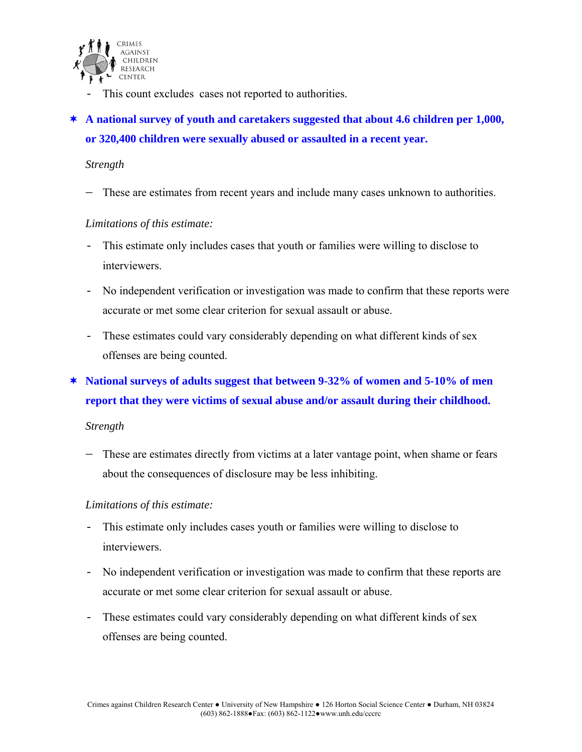- This count excludes cases not reported to authorities.

- **A national survey of youth and caretakers suggested that about 4.6 children per 1,000, or 320,400 children were sexually abused or assaulted in a recent year.**

  *Strength*

  - These are estimates from recent years and include many cases unknown to authorities.

  *Limitations of this estimate:*

  - This estimate only includes cases that youth or families were willing to disclose to interviewers.
  - No independent verification or investigation was made to confirm that these reports were accurate or met some clear criterion for sexual assault or abuse.
  - These estimates could vary considerably depending on what different kinds of sex offenses are being counted.

- **National surveys of adults suggest that between 9-32% of women and 5-10% of men report that they were victims of sexual abuse and/or assault during their childhood.**

  *Strength*

  - These are estimates directly from victims at a later vantage point, when shame or fears about the consequences of disclosure may be less inhibiting.

  *Limitations of this estimate:*

  - This estimate only includes cases youth or families were willing to disclose to interviewers.
  - No independent verification or investigation was made to confirm that these reports are accurate or met some clear criterion for sexual assault or abuse.
  - These estimates could vary considerably depending on what different kinds of sex offenses are being counted.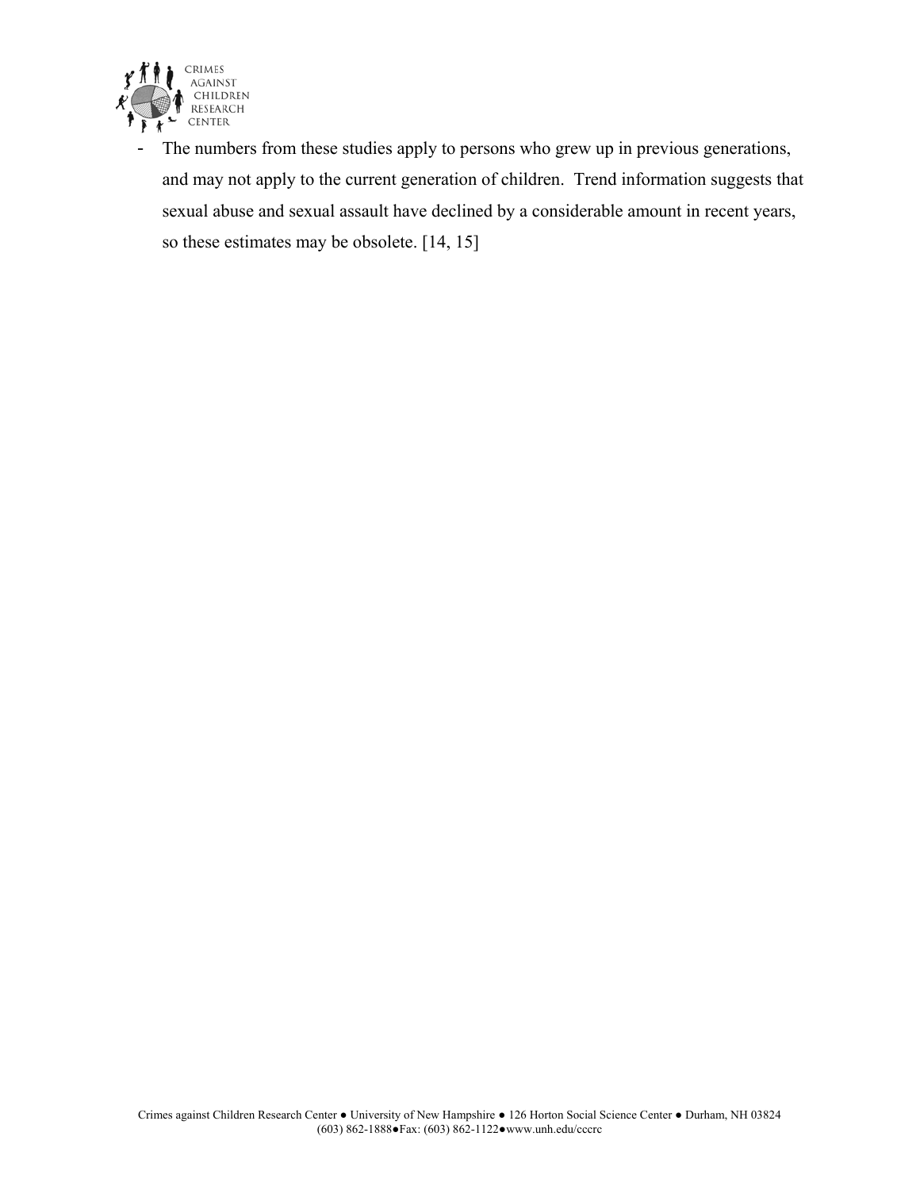- The numbers from these studies apply to persons who grew up in previous generations, and may not apply to the current generation of children. Trend information suggests that sexual abuse and sexual assault have declined by a considerable amount in recent years, so these estimates may be obsolete. [14, 15]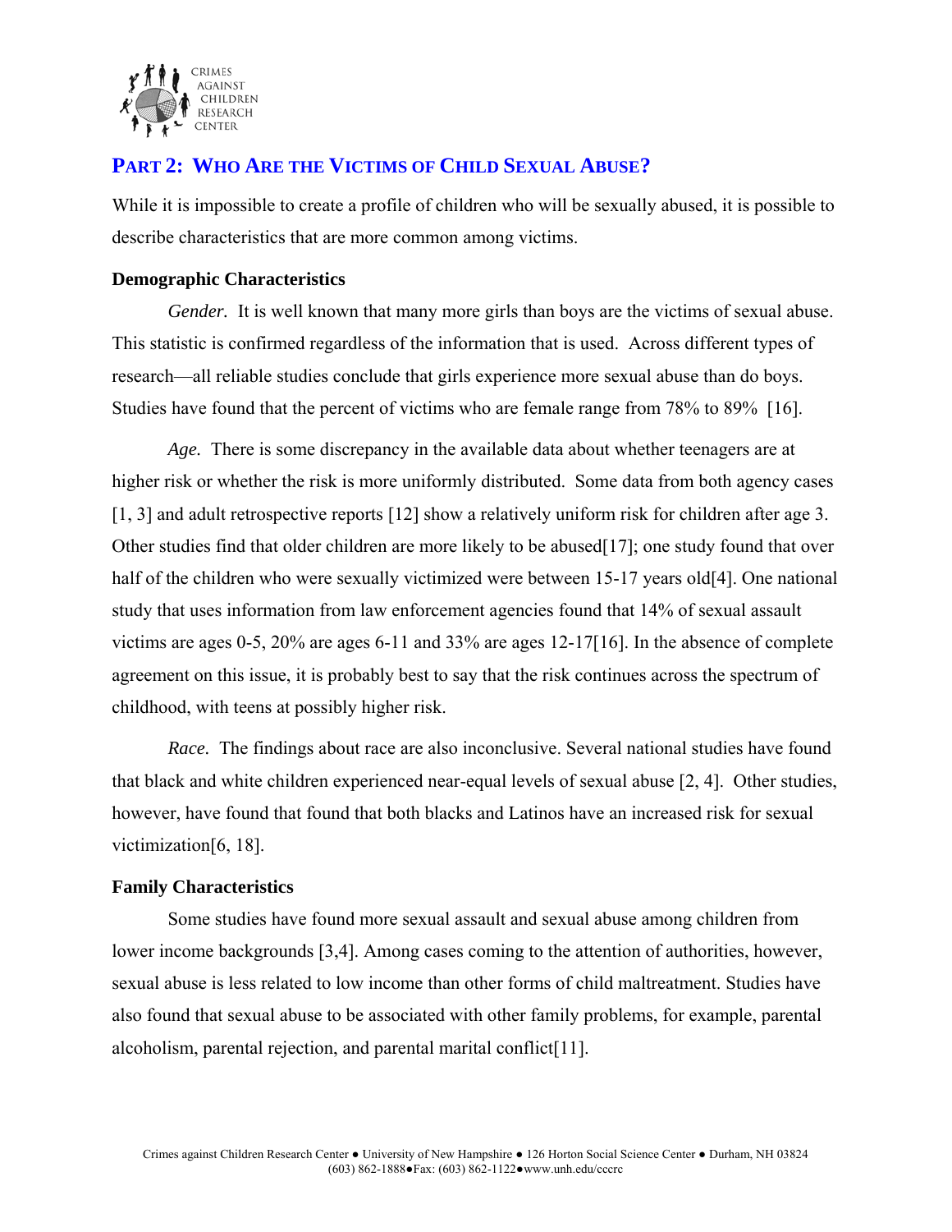## PART 2: WHO ARE THE VICTIMS OF CHILD SEXUAL ABUSE?

While it is impossible to create a profile of children who will be sexually abused, it is possible to describe characteristics that are more common among victims.

### Demographic Characteristics

*Gender.* It is well known that many more girls than boys are the victims of sexual abuse. This statistic is confirmed regardless of the information that is used. Across different types of research—all reliable studies conclude that girls experience more sexual abuse than do boys. Studies have found that the percent of victims who are female range from 78% to 89% [16].

*Age.* There is some discrepancy in the available data about whether teenagers are at higher risk or whether the risk is more uniformly distributed. Some data from both agency cases [1, 3] and adult retrospective reports [12] show a relatively uniform risk for children after age 3. Other studies find that older children are more likely to be abused[17]; one study found that over half of the children who were sexually victimized were between 15-17 years old[4]. One national study that uses information from law enforcement agencies found that 14% of sexual assault victims are ages 0-5, 20% are ages 6-11 and 33% are ages 12-17[16]. In the absence of complete agreement on this issue, it is probably best to say that the risk continues across the spectrum of childhood, with teens at possibly higher risk.

*Race.* The findings about race are also inconclusive. Several national studies have found that black and white children experienced near-equal levels of sexual abuse [2, 4]. Other studies, however, have found that found that both blacks and Latinos have an increased risk for sexual victimization[6, 18].

### Family Characteristics

Some studies have found more sexual assault and sexual abuse among children from lower income backgrounds [3,4]. Among cases coming to the attention of authorities, however, sexual abuse is less related to low income than other forms of child maltreatment. Studies have also found that sexual abuse to be associated with other family problems, for example, parental alcoholism, parental rejection, and parental marital conflict[11].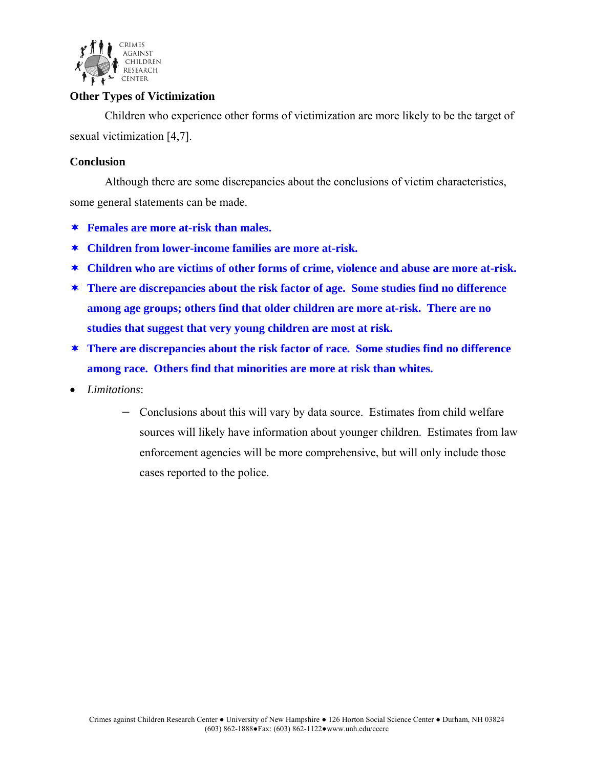### Other Types of Victimization

Children who experience other forms of victimization are more likely to be the target of sexual victimization [4,7].

### Conclusion

Although there are some discrepancies about the conclusions of victim characteristics, some general statements can be made.

- **Females are more at-risk than males.**
- **Children from lower-income families are more at-risk.**
- **Children who are victims of other forms of crime, violence and abuse are more at-risk.**
- **There are discrepancies about the risk factor of age. Some studies find no difference among age groups; others find that older children are more at-risk. There are no studies that suggest that very young children are most at risk.**
- **There are discrepancies about the risk factor of race. Some studies find no difference among race. Others find that minorities are more at risk than whites.**
- *Limitations*:
  - Conclusions about this will vary by data source. Estimates from child welfare sources will likely have information about younger children. Estimates from law enforcement agencies will be more comprehensive, but will only include those cases reported to the police.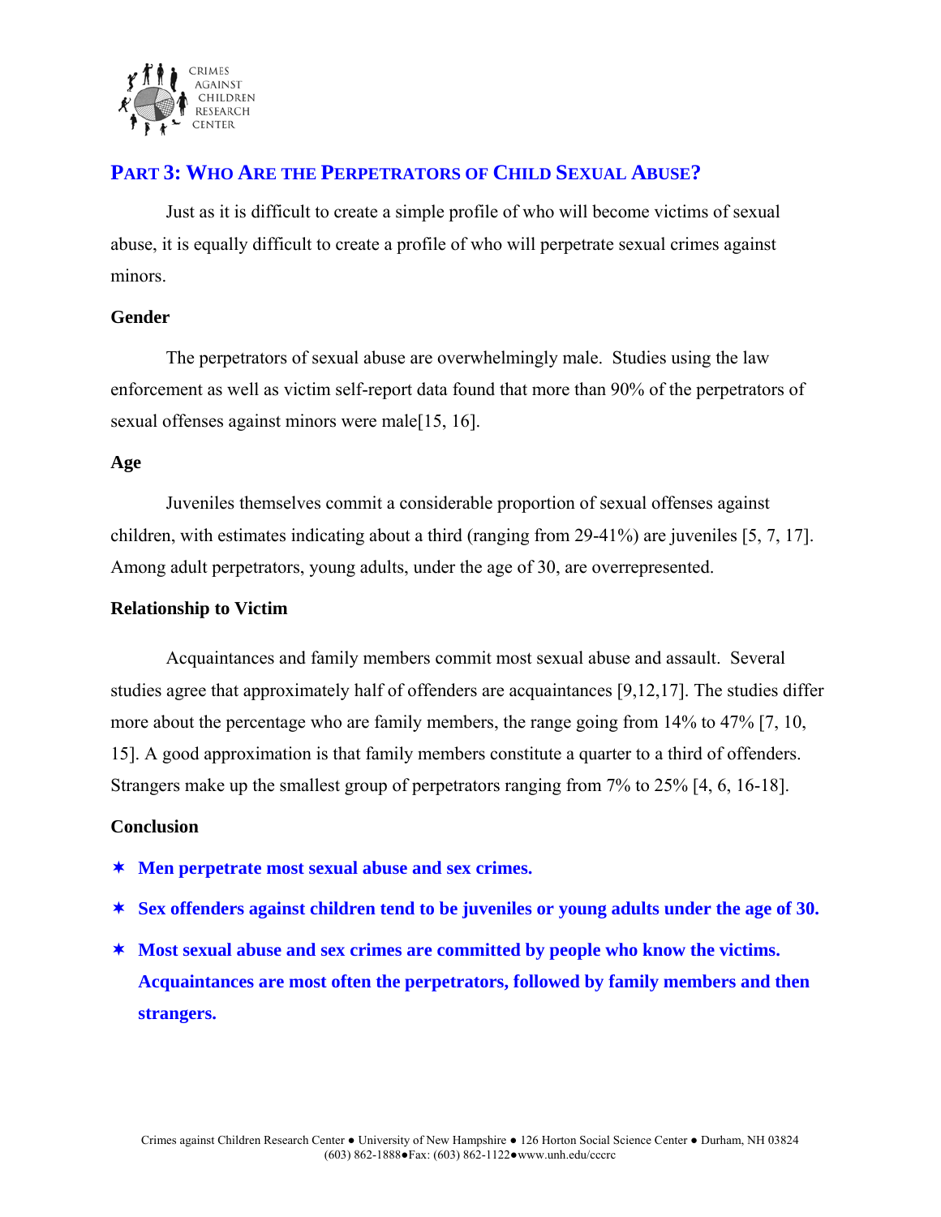## PART 3: WHO ARE THE PERPETRATORS OF CHILD SEXUAL ABUSE?

Just as it is difficult to create a simple profile of who will become victims of sexual abuse, it is equally difficult to create a profile of who will perpetrate sexual crimes against minors.

### Gender

The perpetrators of sexual abuse are overwhelmingly male. Studies using the law enforcement as well as victim self-report data found that more than 90% of the perpetrators of sexual offenses against minors were male[15, 16].

### Age

Juveniles themselves commit a considerable proportion of sexual offenses against children, with estimates indicating about a third (ranging from 29-41%) are juveniles [5, 7, 17]. Among adult perpetrators, young adults, under the age of 30, are overrepresented.

### Relationship to Victim

Acquaintances and family members commit most sexual abuse and assault. Several studies agree that approximately half of offenders are acquaintances [9,12,17]. The studies differ more about the percentage who are family members, the range going from 14% to 47% [7, 10, 15]. A good approximation is that family members constitute a quarter to a third of offenders. Strangers make up the smallest group of perpetrators ranging from 7% to 25% [4, 6, 16-18].

### Conclusion

- **Men perpetrate most sexual abuse and sex crimes.**
- **Sex offenders against children tend to be juveniles or young adults under the age of 30.**
- **Most sexual abuse and sex crimes are committed by people who know the victims. Acquaintances are most often the perpetrators, followed by family members and then strangers.**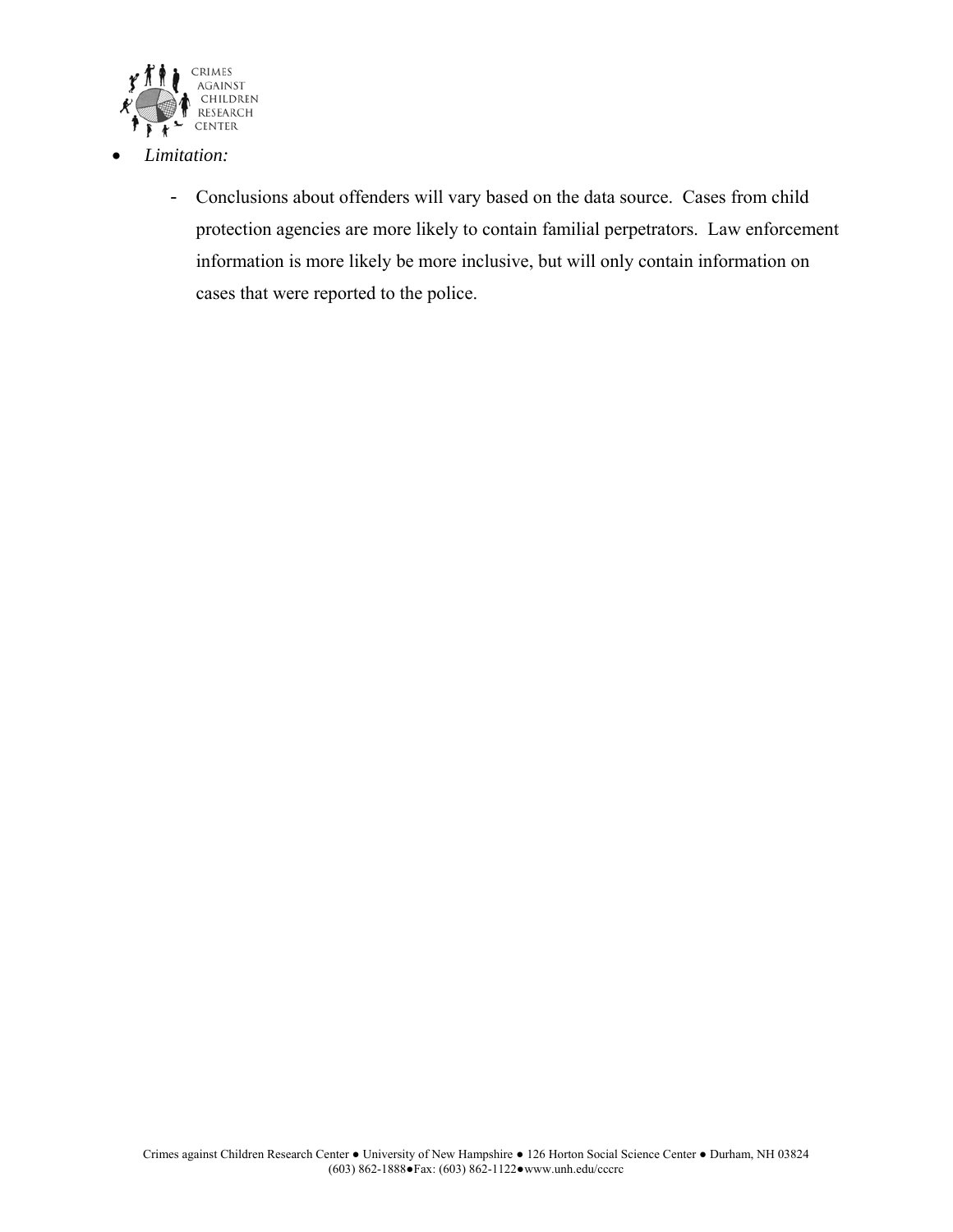- *Limitation:*

    - Conclusions about offenders will vary based on the data source. Cases from child protection agencies are more likely to contain familial perpetrators. Law enforcement information is more likely be more inclusive, but will only contain information on cases that were reported to the police.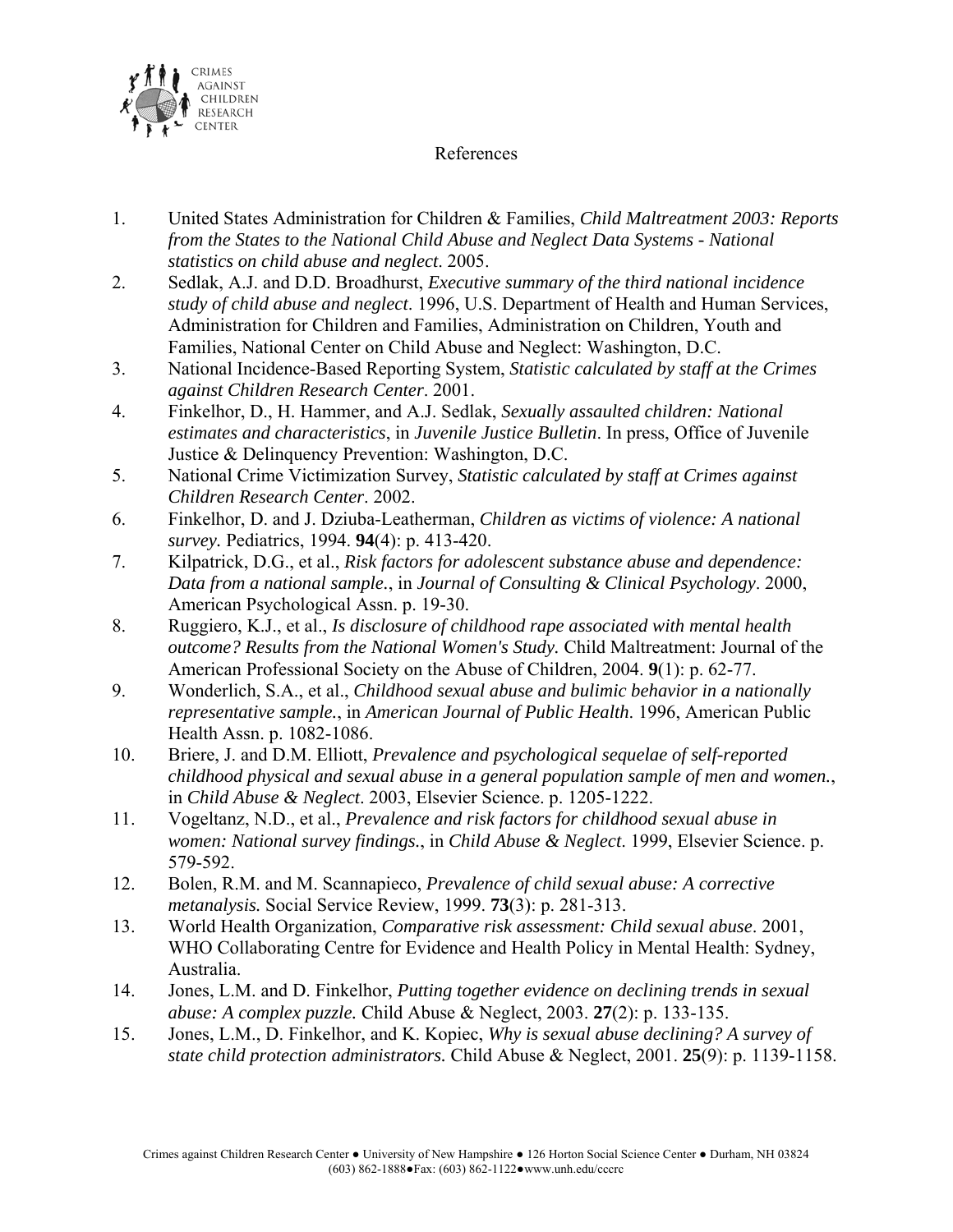# References

1. United States Administration for Children & Families, *Child Maltreatment 2003: Reports from the States to the National Child Abuse and Neglect Data Systems - National statistics on child abuse and neglect*. 2005.
2. Sedlak, A.J. and D.D. Broadhurst, *Executive summary of the third national incidence study of child abuse and neglect*. 1996, U.S. Department of Health and Human Services, Administration for Children and Families, Administration on Children, Youth and Families, National Center on Child Abuse and Neglect: Washington, D.C.
3. National Incidence-Based Reporting System, *Statistic calculated by staff at the Crimes against Children Research Center*. 2001.
4. Finkelhor, D., H. Hammer, and A.J. Sedlak, *Sexually assaulted children: National estimates and characteristics*, in *Juvenile Justice Bulletin*. In press, Office of Juvenile Justice & Delinquency Prevention: Washington, D.C.
5. National Crime Victimization Survey, *Statistic calculated by staff at Crimes against Children Research Center*. 2002.
6. Finkelhor, D. and J. Dziuba-Leatherman, *Children as victims of violence: A national survey.* Pediatrics, 1994. **94**(4): p. 413-420.
7. Kilpatrick, D.G., et al., *Risk factors for adolescent substance abuse and dependence: Data from a national sample.*, in *Journal of Consulting & Clinical Psychology*. 2000, American Psychological Assn. p. 19-30.
8. Ruggiero, K.J., et al., *Is disclosure of childhood rape associated with mental health outcome? Results from the National Women's Study.* Child Maltreatment: Journal of the American Professional Society on the Abuse of Children, 2004. **9**(1): p. 62-77.
9. Wonderlich, S.A., et al., *Childhood sexual abuse and bulimic behavior in a nationally representative sample.*, in *American Journal of Public Health*. 1996, American Public Health Assn. p. 1082-1086.
10. Briere, J. and D.M. Elliott, *Prevalence and psychological sequelae of self-reported childhood physical and sexual abuse in a general population sample of men and women.*, in *Child Abuse & Neglect*. 2003, Elsevier Science. p. 1205-1222.
11. Vogeltanz, N.D., et al., *Prevalence and risk factors for childhood sexual abuse in women: National survey findings.*, in *Child Abuse & Neglect*. 1999, Elsevier Science. p. 579-592.
12. Bolen, R.M. and M. Scannapieco, *Prevalence of child sexual abuse: A corrective metanalysis.* Social Service Review, 1999. **73**(3): p. 281-313.
13. World Health Organization, *Comparative risk assessment: Child sexual abuse*. 2001, WHO Collaborating Centre for Evidence and Health Policy in Mental Health: Sydney, Australia.
14. Jones, L.M. and D. Finkelhor, *Putting together evidence on declining trends in sexual abuse: A complex puzzle.* Child Abuse & Neglect, 2003. **27**(2): p. 133-135.
15. Jones, L.M., D. Finkelhor, and K. Kopiec, *Why is sexual abuse declining? A survey of state child protection administrators.* Child Abuse & Neglect, 2001. **25**(9): p. 1139-1158.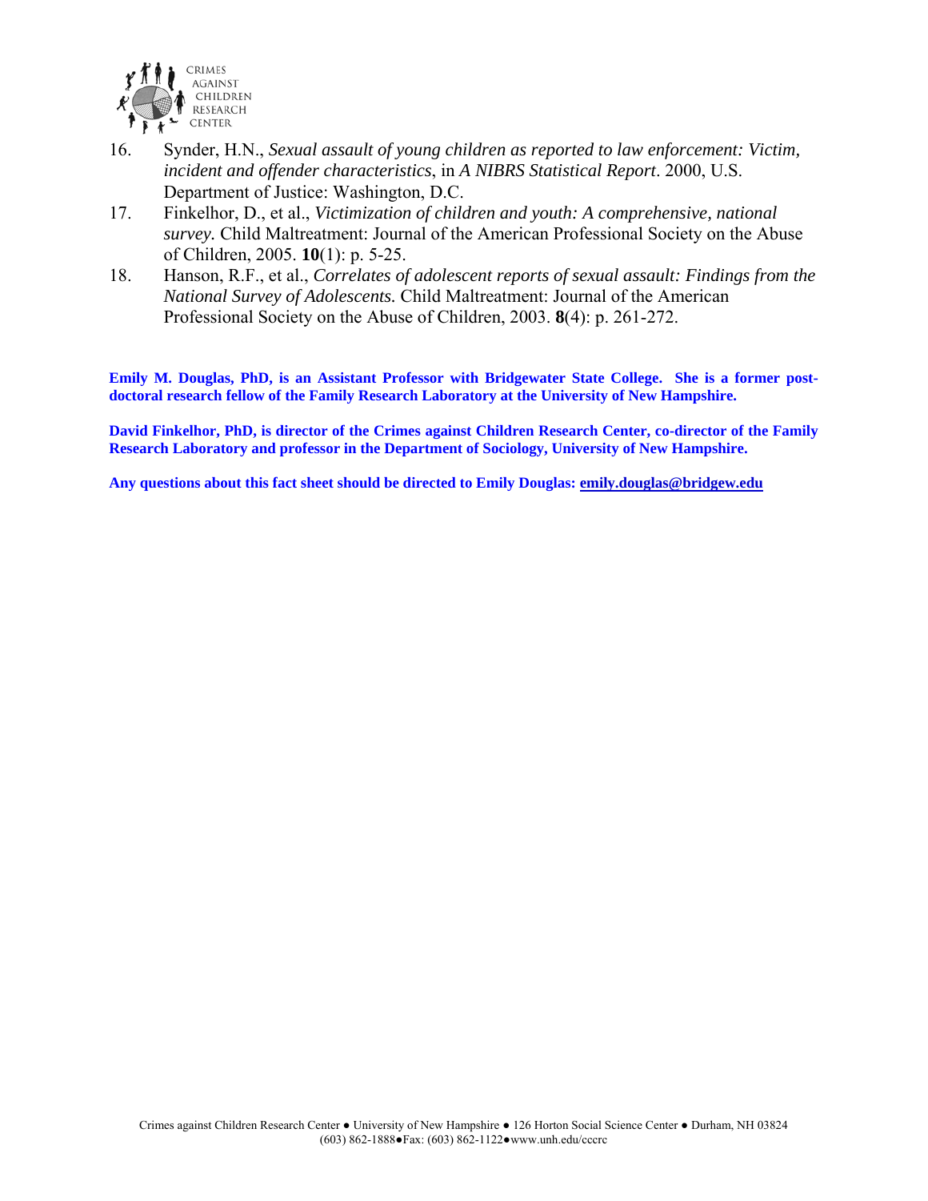16. Synder, H.N., *Sexual assault of young children as reported to law enforcement: Victim, incident and offender characteristics*, in *A NIBRS Statistical Report*. 2000, U.S. Department of Justice: Washington, D.C.
17. Finkelhor, D., et al., *Victimization of children and youth: A comprehensive, national survey.* Child Maltreatment: Journal of the American Professional Society on the Abuse of Children, 2005. **10**(1): p. 5-25.
18. Hanson, R.F., et al., *Correlates of adolescent reports of sexual assault: Findings from the National Survey of Adolescents.* Child Maltreatment: Journal of the American Professional Society on the Abuse of Children, 2003. **8**(4): p. 261-272.

**Emily M. Douglas, PhD, is an Assistant Professor with Bridgewater State College. She is a former post-doctoral research fellow of the Family Research Laboratory at the University of New Hampshire.**

**David Finkelhor, PhD, is director of the Crimes against Children Research Center, co-director of the Family Research Laboratory and professor in the Department of Sociology, University of New Hampshire.**

**Any questions about this fact sheet should be directed to Emily Douglas: emily.douglas@bridgew.edu**